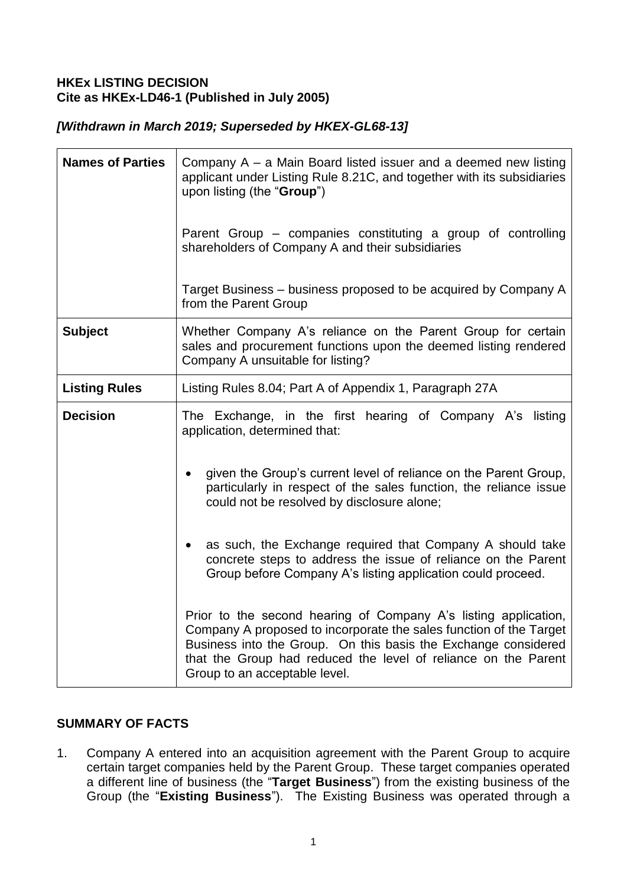**HKEx LISTING DECISION**
**Cite as HKEx-LD46-1 (Published in July 2005)**

***[Withdrawn in March 2019; Superseded by HKEX-GL68-13]***

| | |
|---|---|
| **Names of Parties** | Company A – a Main Board listed issuer and a deemed new listing applicant under Listing Rule 8.21C, and together with its subsidiaries upon listing (the "**Group**")<br><br>Parent Group – companies constituting a group of controlling shareholders of Company A and their subsidiaries<br><br>Target Business – business proposed to be acquired by Company A from the Parent Group |
| **Subject** | Whether Company A's reliance on the Parent Group for certain sales and procurement functions upon the deemed listing rendered Company A unsuitable for listing? |
| **Listing Rules** | Listing Rules 8.04; Part A of Appendix 1, Paragraph 27A |
| **Decision** | The Exchange, in the first hearing of Company A's listing application, determined that:<br><br>• given the Group's current level of reliance on the Parent Group, particularly in respect of the sales function, the reliance issue could not be resolved by disclosure alone;<br><br>• as such, the Exchange required that Company A should take concrete steps to address the issue of reliance on the Parent Group before Company A's listing application could proceed.<br><br>Prior to the second hearing of Company A's listing application, Company A proposed to incorporate the sales function of the Target Business into the Group. On this basis the Exchange considered that the Group had reduced the level of reliance on the Parent Group to an acceptable level. |

## SUMMARY OF FACTS

1. Company A entered into an acquisition agreement with the Parent Group to acquire certain target companies held by the Parent Group. These target companies operated a different line of business (the "**Target Business**") from the existing business of the Group (the "**Existing Business**"). The Existing Business was operated through a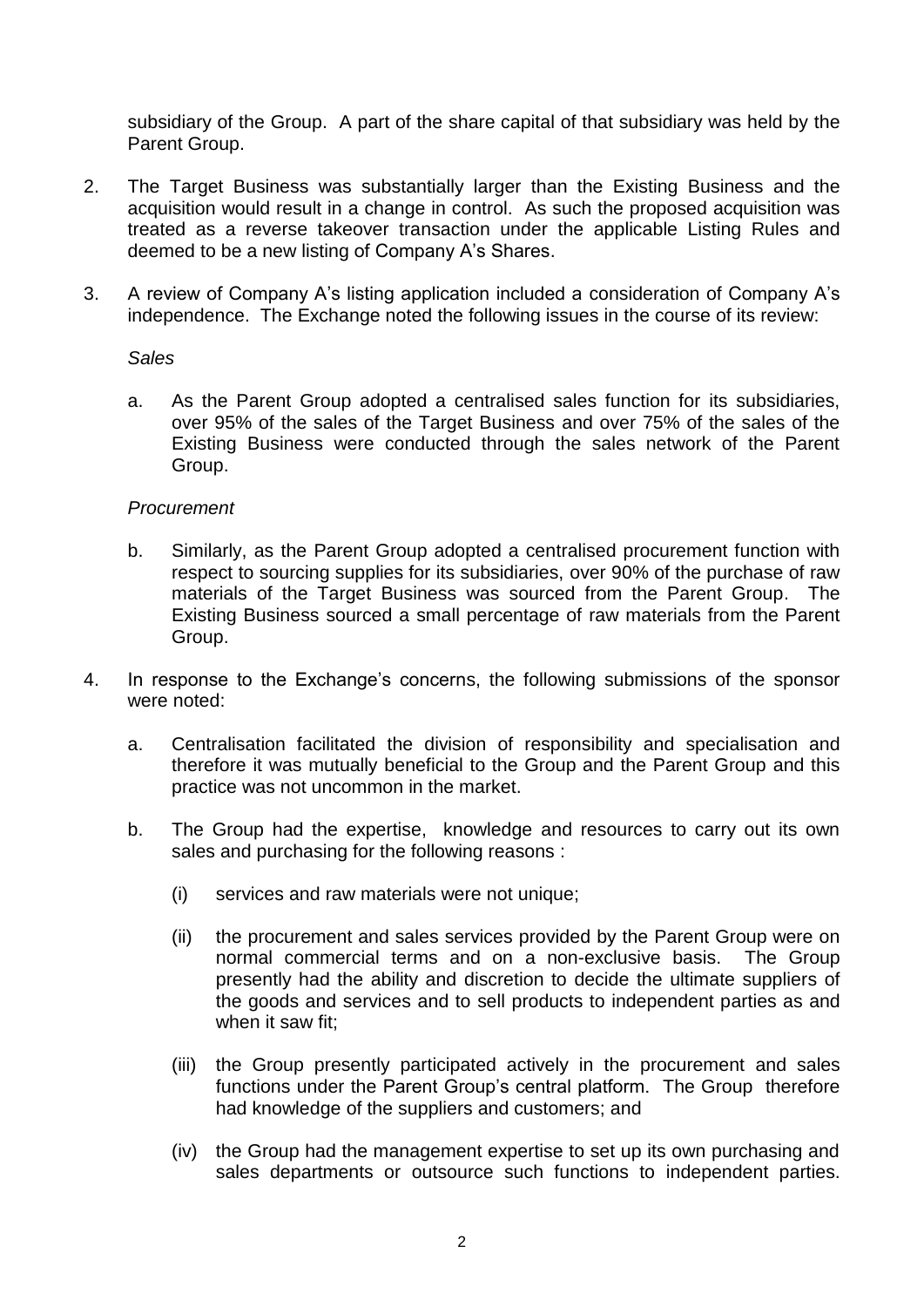subsidiary of the Group. A part of the share capital of that subsidiary was held by the Parent Group.

2. The Target Business was substantially larger than the Existing Business and the acquisition would result in a change in control. As such the proposed acquisition was treated as a reverse takeover transaction under the applicable Listing Rules and deemed to be a new listing of Company A's Shares.

3. A review of Company A's listing application included a consideration of Company A's independence. The Exchange noted the following issues in the course of its review:

   *Sales*

   a. As the Parent Group adopted a centralised sales function for its subsidiaries, over 95% of the sales of the Target Business and over 75% of the sales of the Existing Business were conducted through the sales network of the Parent Group.

   *Procurement*

   b. Similarly, as the Parent Group adopted a centralised procurement function with respect to sourcing supplies for its subsidiaries, over 90% of the purchase of raw materials of the Target Business was sourced from the Parent Group. The Existing Business sourced a small percentage of raw materials from the Parent Group.

4. In response to the Exchange's concerns, the following submissions of the sponsor were noted:

   a. Centralisation facilitated the division of responsibility and specialisation and therefore it was mutually beneficial to the Group and the Parent Group and this practice was not uncommon in the market.

   b. The Group had the expertise, knowledge and resources to carry out its own sales and purchasing for the following reasons :

      (i) services and raw materials were not unique;

      (ii) the procurement and sales services provided by the Parent Group were on normal commercial terms and on a non-exclusive basis. The Group presently had the ability and discretion to decide the ultimate suppliers of the goods and services and to sell products to independent parties as and when it saw fit;

      (iii) the Group presently participated actively in the procurement and sales functions under the Parent Group's central platform. The Group therefore had knowledge of the suppliers and customers; and

      (iv) the Group had the management expertise to set up its own purchasing and sales departments or outsource such functions to independent parties.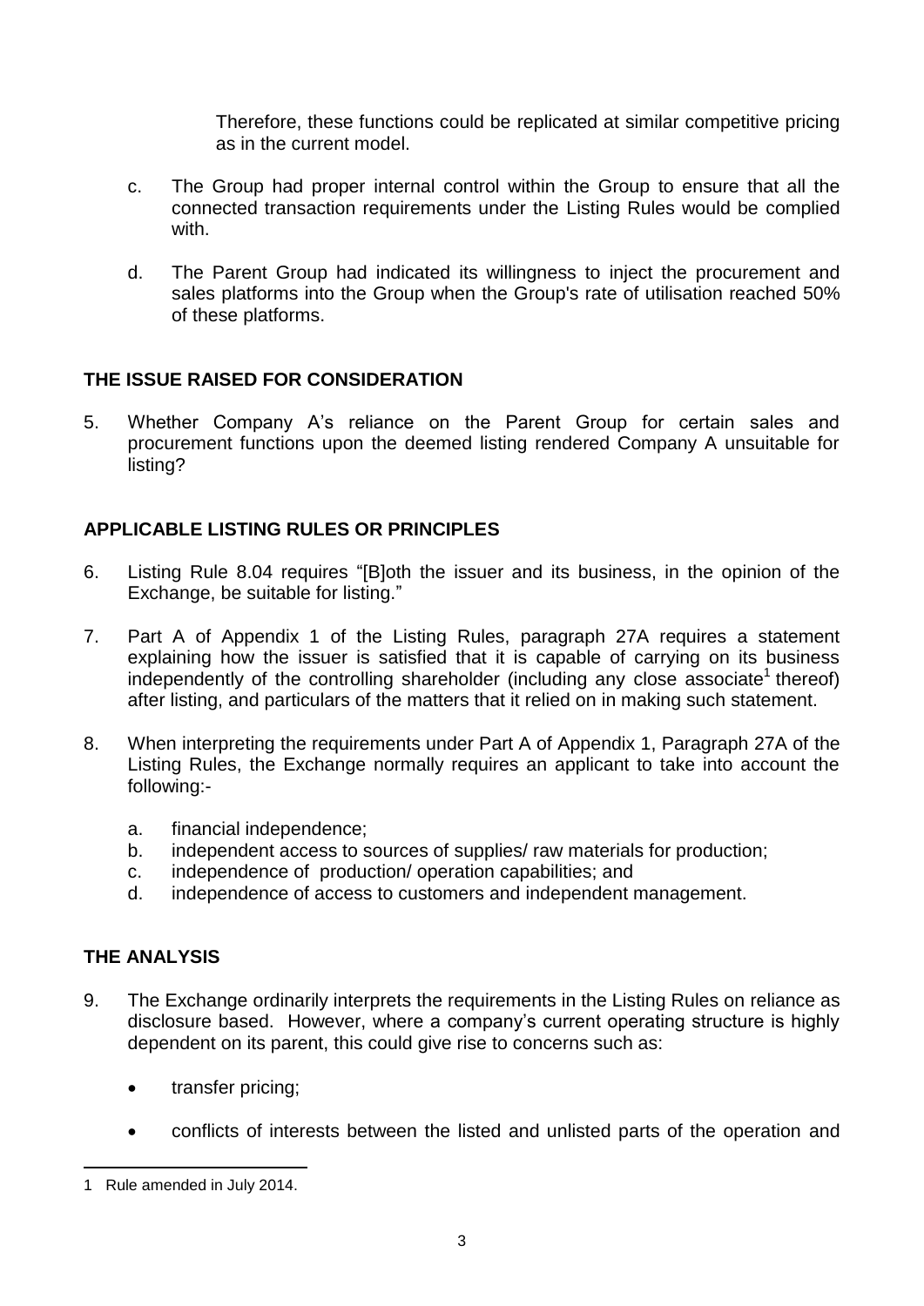Therefore, these functions could be replicated at similar competitive pricing as in the current model.

c. The Group had proper internal control within the Group to ensure that all the connected transaction requirements under the Listing Rules would be complied with.

d. The Parent Group had indicated its willingness to inject the procurement and sales platforms into the Group when the Group's rate of utilisation reached 50% of these platforms.

## THE ISSUE RAISED FOR CONSIDERATION

5. Whether Company A's reliance on the Parent Group for certain sales and procurement functions upon the deemed listing rendered Company A unsuitable for listing?

## APPLICABLE LISTING RULES OR PRINCIPLES

6. Listing Rule 8.04 requires "[B]oth the issuer and its business, in the opinion of the Exchange, be suitable for listing."

7. Part A of Appendix 1 of the Listing Rules, paragraph 27A requires a statement explaining how the issuer is satisfied that it is capable of carrying on its business independently of the controlling shareholder (including any close associate[1] thereof) after listing, and particulars of the matters that it relied on in making such statement.

8. When interpreting the requirements under Part A of Appendix 1, Paragraph 27A of the Listing Rules, the Exchange normally requires an applicant to take into account the following:-

   a. financial independence;
   b. independent access to sources of supplies/ raw materials for production;
   c. independence of production/ operation capabilities; and
   d. independence of access to customers and independent management.

## THE ANALYSIS

9. The Exchange ordinarily interprets the requirements in the Listing Rules on reliance as disclosure based. However, where a company's current operating structure is highly dependent on its parent, this could give rise to concerns such as:

   - transfer pricing;
   - conflicts of interests between the listed and unlisted parts of the operation and

---

1 Rule amended in July 2014.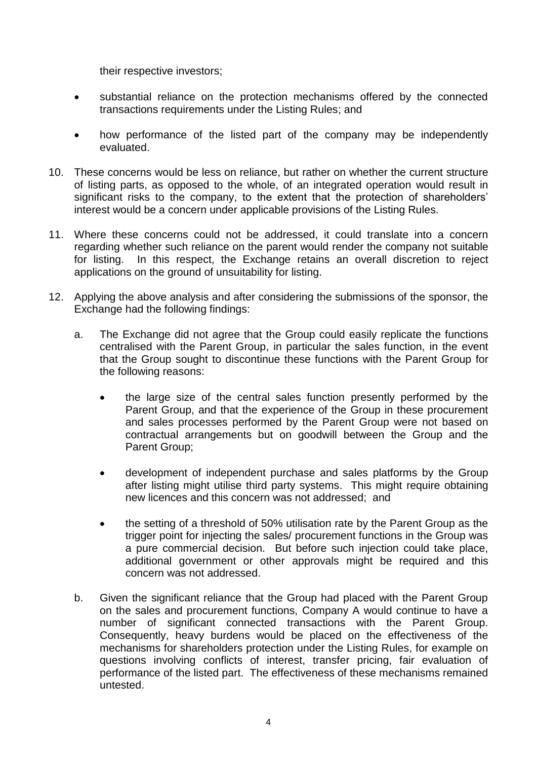their respective investors;

- substantial reliance on the protection mechanisms offered by the connected transactions requirements under the Listing Rules; and
- how performance of the listed part of the company may be independently evaluated.

10. These concerns would be less on reliance, but rather on whether the current structure of listing parts, as opposed to the whole, of an integrated operation would result in significant risks to the company, to the extent that the protection of shareholders' interest would be a concern under applicable provisions of the Listing Rules.

11. Where these concerns could not be addressed, it could translate into a concern regarding whether such reliance on the parent would render the company not suitable for listing. In this respect, the Exchange retains an overall discretion to reject applications on the ground of unsuitability for listing.

12. Applying the above analysis and after considering the submissions of the sponsor, the Exchange had the following findings:

    a. The Exchange did not agree that the Group could easily replicate the functions centralised with the Parent Group, in particular the sales function, in the event that the Group sought to discontinue these functions with the Parent Group for the following reasons:

        - the large size of the central sales function presently performed by the Parent Group, and that the experience of the Group in these procurement and sales processes performed by the Parent Group were not based on contractual arrangements but on goodwill between the Group and the Parent Group;
        - development of independent purchase and sales platforms by the Group after listing might utilise third party systems. This might require obtaining new licences and this concern was not addressed; and
        - the setting of a threshold of 50% utilisation rate by the Parent Group as the trigger point for injecting the sales/ procurement functions in the Group was a pure commercial decision. But before such injection could take place, additional government or other approvals might be required and this concern was not addressed.

    b. Given the significant reliance that the Group had placed with the Parent Group on the sales and procurement functions, Company A would continue to have a number of significant connected transactions with the Parent Group. Consequently, heavy burdens would be placed on the effectiveness of the mechanisms for shareholders protection under the Listing Rules, for example on questions involving conflicts of interest, transfer pricing, fair evaluation of performance of the listed part. The effectiveness of these mechanisms remained untested.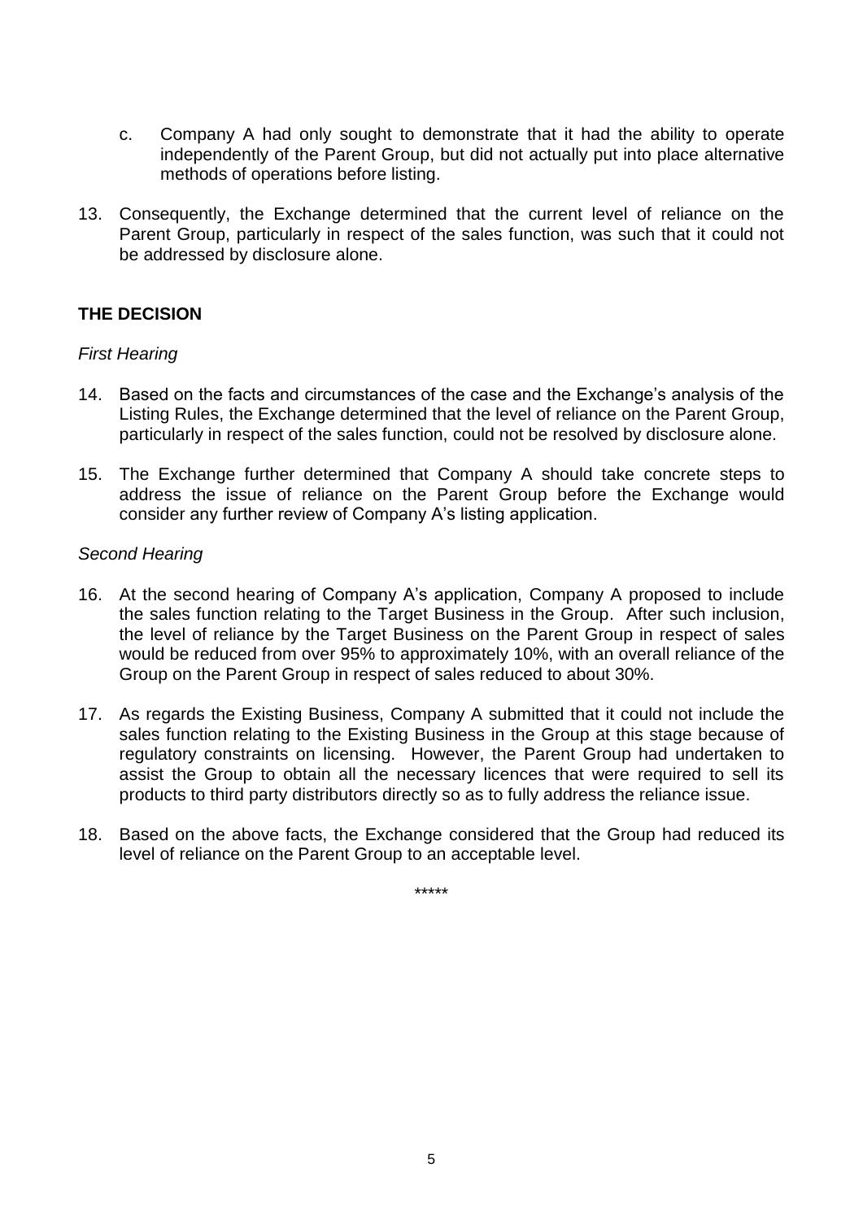c. Company A had only sought to demonstrate that it had the ability to operate independently of the Parent Group, but did not actually put into place alternative methods of operations before listing.

13. Consequently, the Exchange determined that the current level of reliance on the Parent Group, particularly in respect of the sales function, was such that it could not be addressed by disclosure alone.

## THE DECISION

*First Hearing*

14. Based on the facts and circumstances of the case and the Exchange's analysis of the Listing Rules, the Exchange determined that the level of reliance on the Parent Group, particularly in respect of the sales function, could not be resolved by disclosure alone.

15. The Exchange further determined that Company A should take concrete steps to address the issue of reliance on the Parent Group before the Exchange would consider any further review of Company A's listing application.

*Second Hearing*

16. At the second hearing of Company A's application, Company A proposed to include the sales function relating to the Target Business in the Group. After such inclusion, the level of reliance by the Target Business on the Parent Group in respect of sales would be reduced from over 95% to approximately 10%, with an overall reliance of the Group on the Parent Group in respect of sales reduced to about 30%.

17. As regards the Existing Business, Company A submitted that it could not include the sales function relating to the Existing Business in the Group at this stage because of regulatory constraints on licensing. However, the Parent Group had undertaken to assist the Group to obtain all the necessary licences that were required to sell its products to third party distributors directly so as to fully address the reliance issue.

18. Based on the above facts, the Exchange considered that the Group had reduced its level of reliance on the Parent Group to an acceptable level.

*****